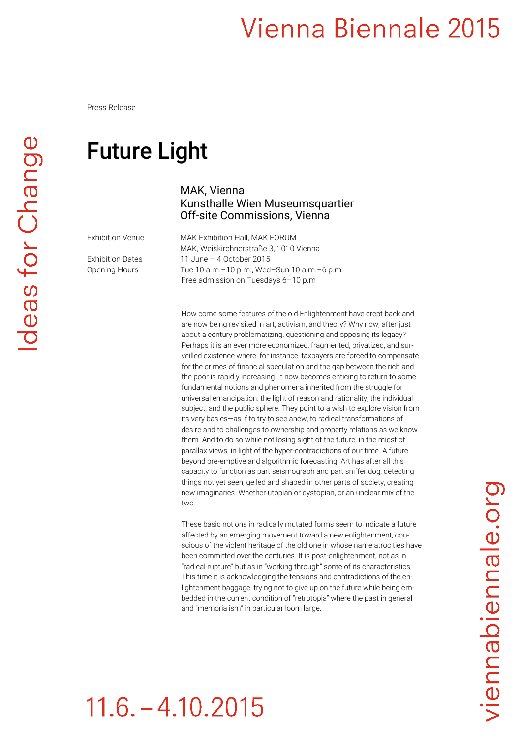Vienna Biennale 2015

Press Release

# Future Light

MAK, Vienna
Kunsthalle Wien Museumsquartier
Off-site Commissions, Vienna

Exhibition Venue: MAK Exhibition Hall, MAK FORUM
MAK, Weiskirchnerstraße 3, 1010 Vienna

Exhibition Dates: 11 June – 4 October 2015

Opening Hours: Tue 10 a.m.–10 p.m., Wed–Sun 10 a.m.–6 p.m.
Free admission on Tuesdays 6–10 p.m

How come some features of the old Enlightenment have crept back and are now being revisited in art, activism, and theory? Why now, after just about a century problematizing, questioning and opposing its legacy? Perhaps it is an ever more economized, fragmented, privatized, and surveilled existence where, for instance, taxpayers are forced to compensate for the crimes of financial speculation and the gap between the rich and the poor is rapidly increasing. It now becomes enticing to return to some fundamental notions and phenomena inherited from the struggle for universal emancipation: the light of reason and rationality, the individual subject, and the public sphere. They point to a wish to explore vision from its very basics—as if to try to see anew, to radical transformations of desire and to challenges to ownership and property relations as we know them. And to do so while not losing sight of the future, in the midst of parallax views, in light of the hyper-contradictions of our time. A future beyond pre-emptive and algorithmic forecasting. Art has after all this capacity to function as part seismograph and part sniffer dog, detecting things not yet seen, gelled and shaped in other parts of society, creating new imaginaries. Whether utopian or dystopian, or an unclear mix of the two.

These basic notions in radically mutated forms seem to indicate a future affected by an emerging movement toward a new enlightenment, conscious of the violent heritage of the old one in whose name atrocities have been committed over the centuries. It is post-enlightenment, not as in "radical rupture" but as in "working through" some of its characteristics. This time it is acknowledging the tensions and contradictions of the enlightenment baggage, trying not to give up on the future while being embedded in the current condition of "retrotopia" where the past in general and "memorialism" in particular loom large.

Ideas for Change

viennabiennale.org

11.6.–4.10.2015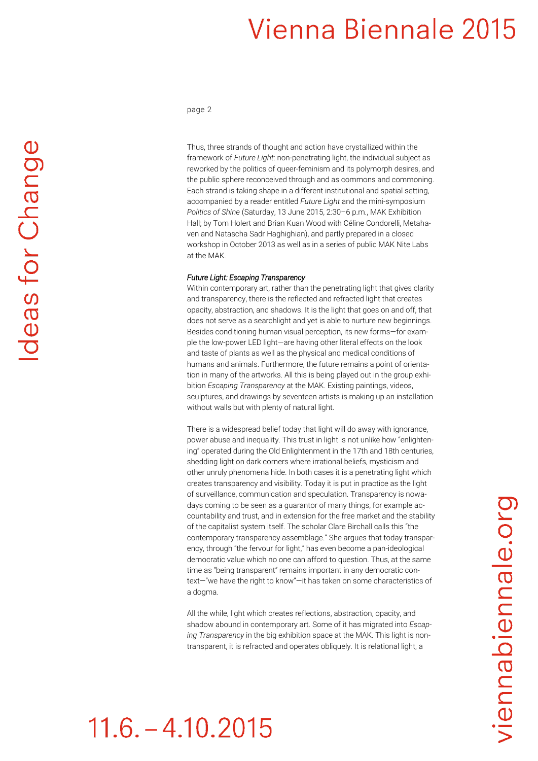Thus, three strands of thought and action have crystallized within the framework of *Future Light*: non-penetrating light, the individual subject as reworked by the politics of queer-feminism and its polymorph desires, and the public sphere reconceived through and as commons and commoning. Each strand is taking shape in a different institutional and spatial setting, accompanied by a reader entitled *Future Light* and the mini-symposium *Politics of Shine* (Saturday, 13 June 2015, 2:30–6 p.m., MAK Exhibition Hall; by Tom Holert and Brian Kuan Wood with Céline Condorelli, Metahaven and Natascha Sadr Haghighian), and partly prepared in a closed workshop in October 2013 as well as in a series of public MAK Nite Labs at the MAK.

*Future Light: Escaping Transparency*

Within contemporary art, rather than the penetrating light that gives clarity and transparency, there is the reflected and refracted light that creates opacity, abstraction, and shadows. It is the light that goes on and off, that does not serve as a searchlight and yet is able to nurture new beginnings. Besides conditioning human visual perception, its new forms—for example the low-power LED light—are having other literal effects on the look and taste of plants as well as the physical and medical conditions of humans and animals. Furthermore, the future remains a point of orientation in many of the artworks. All this is being played out in the group exhibition *Escaping Transparency* at the MAK. Existing paintings, videos, sculptures, and drawings by seventeen artists is making up an installation without walls but with plenty of natural light.

There is a widespread belief today that light will do away with ignorance, power abuse and inequality. This trust in light is not unlike how "enlightening" operated during the Old Enlightenment in the 17th and 18th centuries, shedding light on dark corners where irrational beliefs, mysticism and other unruly phenomena hide. In both cases it is a penetrating light which creates transparency and visibility. Today it is put in practice as the light of surveillance, communication and speculation. Transparency is nowadays coming to be seen as a guarantor of many things, for example accountability and trust, and in extension for the free market and the stability of the capitalist system itself. The scholar Clare Birchall calls this "the contemporary transparency assemblage." She argues that today transparency, through "the fervour for light," has even become a pan-ideological democratic value which no one can afford to question. Thus, at the same time as "being transparent" remains important in any democratic context—"we have the right to know"—it has taken on some characteristics of a dogma.

All the while, light which creates reflections, abstraction, opacity, and shadow abound in contemporary art. Some of it has migrated into *Escaping Transparency* in the big exhibition space at the MAK. This light is non-transparent, it is refracted and operates obliquely. It is relational light, a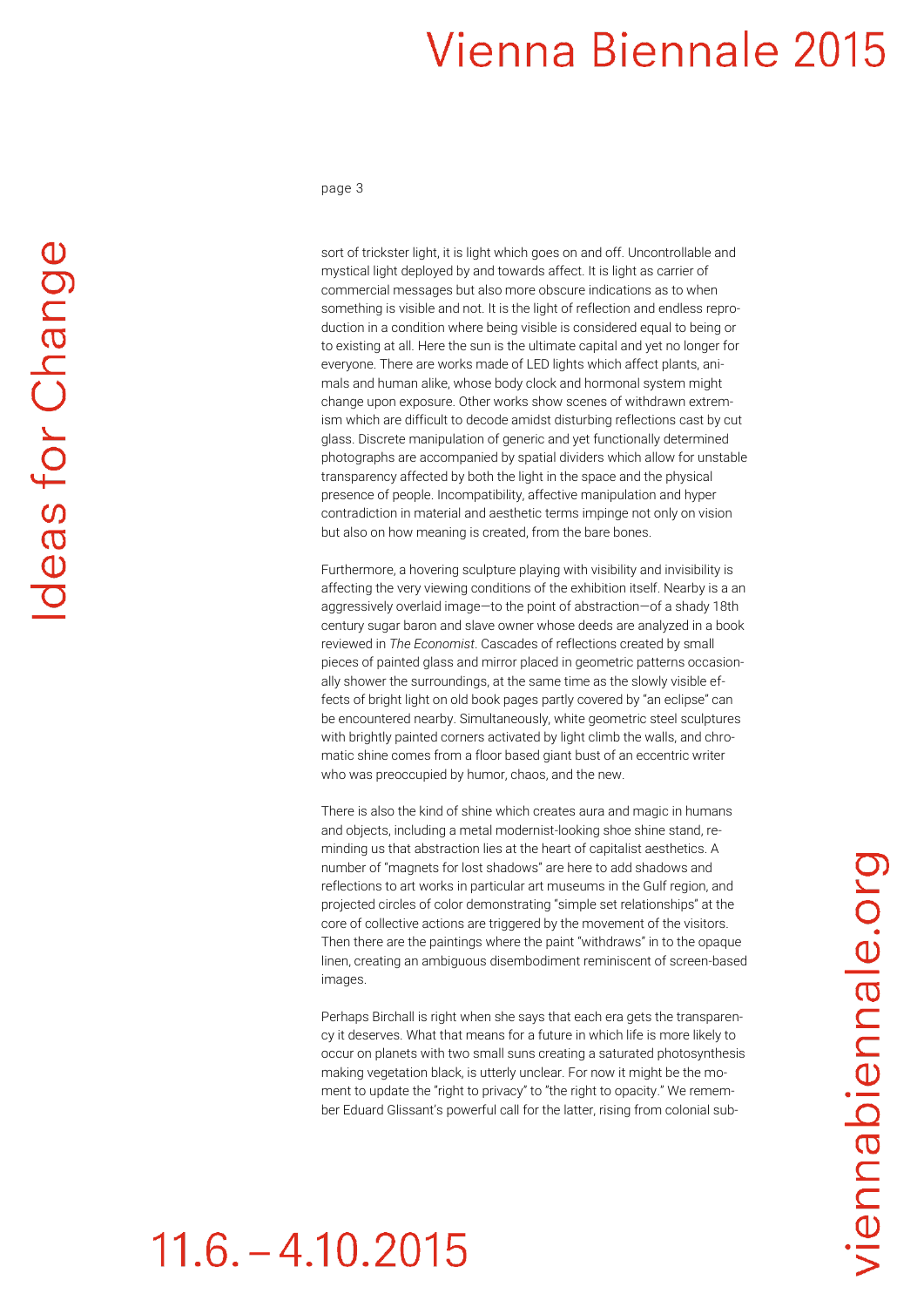sort of trickster light, it is light which goes on and off. Uncontrollable and mystical light deployed by and towards affect. It is light as carrier of commercial messages but also more obscure indications as to when something is visible and not. It is the light of reflection and endless reproduction in a condition where being visible is considered equal to being or to existing at all. Here the sun is the ultimate capital and yet no longer for everyone. There are works made of LED lights which affect plants, animals and human alike, whose body clock and hormonal system might change upon exposure. Other works show scenes of withdrawn extremism which are difficult to decode amidst disturbing reflections cast by cut glass. Discrete manipulation of generic and yet functionally determined photographs are accompanied by spatial dividers which allow for unstable transparency affected by both the light in the space and the physical presence of people. Incompatibility, affective manipulation and hyper contradiction in material and aesthetic terms impinge not only on vision but also on how meaning is created, from the bare bones.

Furthermore, a hovering sculpture playing with visibility and invisibility is affecting the very viewing conditions of the exhibition itself. Nearby is a an aggressively overlaid image—to the point of abstraction—of a shady 18th century sugar baron and slave owner whose deeds are analyzed in a book reviewed in *The Economist*. Cascades of reflections created by small pieces of painted glass and mirror placed in geometric patterns occasionally shower the surroundings, at the same time as the slowly visible effects of bright light on old book pages partly covered by "an eclipse" can be encountered nearby. Simultaneously, white geometric steel sculptures with brightly painted corners activated by light climb the walls, and chromatic shine comes from a floor based giant bust of an eccentric writer who was preoccupied by humor, chaos, and the new.

There is also the kind of shine which creates aura and magic in humans and objects, including a metal modernist-looking shoe shine stand, reminding us that abstraction lies at the heart of capitalist aesthetics. A number of "magnets for lost shadows" are here to add shadows and reflections to art works in particular art museums in the Gulf region, and projected circles of color demonstrating "simple set relationships" at the core of collective actions are triggered by the movement of the visitors. Then there are the paintings where the paint "withdraws" in to the opaque linen, creating an ambiguous disembodiment reminiscent of screen-based images.

Perhaps Birchall is right when she says that each era gets the transparency it deserves. What that means for a future in which life is more likely to occur on planets with two small suns creating a saturated photosynthesis making vegetation black, is utterly unclear. For now it might be the moment to update the "right to privacy" to "the right to opacity." We remember Eduard Glissant's powerful call for the latter, rising from colonial sub-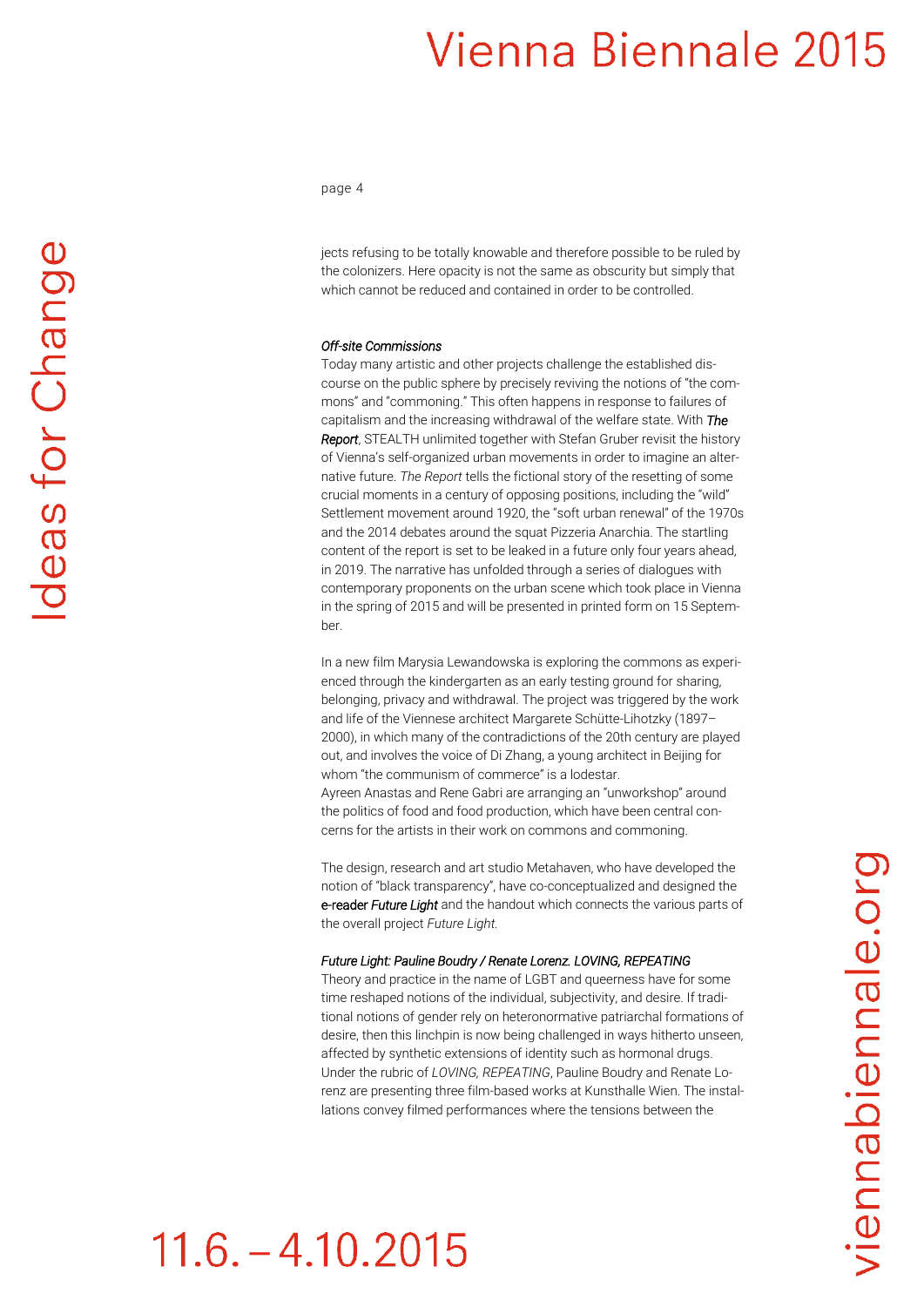jects refusing to be totally knowable and therefore possible to be ruled by the colonizers. Here opacity is not the same as obscurity but simply that which cannot be reduced and contained in order to be controlled.

*Off-site Commissions*

Today many artistic and other projects challenge the established discourse on the public sphere by precisely reviving the notions of "the commons" and "commoning." This often happens in response to failures of capitalism and the increasing withdrawal of the welfare state. With ***The Report***, STEALTH unlimited together with Stefan Gruber revisit the history of Vienna's self-organized urban movements in order to imagine an alternative future. *The Report* tells the fictional story of the resetting of some crucial moments in a century of opposing positions, including the "wild" Settlement movement around 1920, the "soft urban renewal" of the 1970s and the 2014 debates around the squat Pizzeria Anarchia. The startling content of the report is set to be leaked in a future only four years ahead, in 2019. The narrative has unfolded through a series of dialogues with contemporary proponents on the urban scene which took place in Vienna in the spring of 2015 and will be presented in printed form on 15 September.

In a new film Marysia Lewandowska is exploring the commons as experienced through the kindergarten as an early testing ground for sharing, belonging, privacy and withdrawal. The project was triggered by the work and life of the Viennese architect Margarete Schütte-Lihotzky (1897–2000), in which many of the contradictions of the 20th century are played out, and involves the voice of Di Zhang, a young architect in Beijing for whom "the communism of commerce" is a lodestar.
Ayreen Anastas and Rene Gabri are arranging an "unworkshop" around the politics of food and food production, which have been central concerns for the artists in their work on commons and commoning.

The design, research and art studio Metahaven, who have developed the notion of "black transparency", have co-conceptualized and designed the e-reader *Future Light* and the handout which connects the various parts of the overall project *Future Light.*

*Future Light: Pauline Boudry / Renate Lorenz. LOVING, REPEATING*

Theory and practice in the name of LGBT and queerness have for some time reshaped notions of the individual, subjectivity, and desire. If traditional notions of gender rely on heteronormative patriarchal formations of desire, then this linchpin is now being challenged in ways hitherto unseen, affected by synthetic extensions of identity such as hormonal drugs. Under the rubric of *LOVING, REPEATING*, Pauline Boudry and Renate Lorenz are presenting three film-based works at Kunsthalle Wien. The installations convey filmed performances where the tensions between the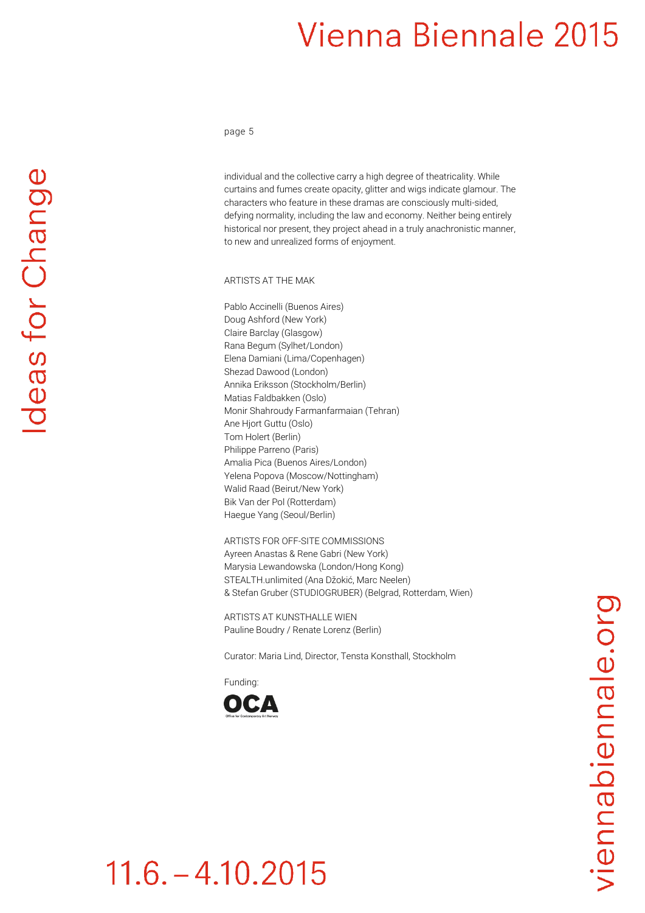individual and the collective carry a high degree of theatricality. While curtains and fumes create opacity, glitter and wigs indicate glamour. The characters who feature in these dramas are consciously multi-sided, defying normality, including the law and economy. Neither being entirely historical nor present, they project ahead in a truly anachronistic manner, to new and unrealized forms of enjoyment.

ARTISTS AT THE MAK

Pablo Accinelli (Buenos Aires)
Doug Ashford (New York)
Claire Barclay (Glasgow)
Rana Begum (Sylhet/London)
Elena Damiani (Lima/Copenhagen)
Shezad Dawood (London)
Annika Eriksson (Stockholm/Berlin)
Matias Faldbakken (Oslo)
Monir Shahroudy Farmanfarmaian (Tehran)
Ane Hjort Guttu (Oslo)
Tom Holert (Berlin)
Philippe Parreno (Paris)
Amalia Pica (Buenos Aires/London)
Yelena Popova (Moscow/Nottingham)
Walid Raad (Beirut/New York)
Bik Van der Pol (Rotterdam)
Haegue Yang (Seoul/Berlin)

ARTISTS FOR OFF-SITE COMMISSIONS
Ayreen Anastas & Rene Gabri (New York)
Marysia Lewandowska (London/Hong Kong)
STEALTH.unlimited (Ana Džokić, Marc Neelen)
& Stefan Gruber (STUDIOGRUBER) (Belgrad, Rotterdam, Wien)

ARTISTS AT KUNSTHALLE WIEN
Pauline Boudry / Renate Lorenz (Berlin)

Curator: Maria Lind, Director, Tensta Konsthall, Stockholm

Funding:

OCA
Office for Contemporary Art Norway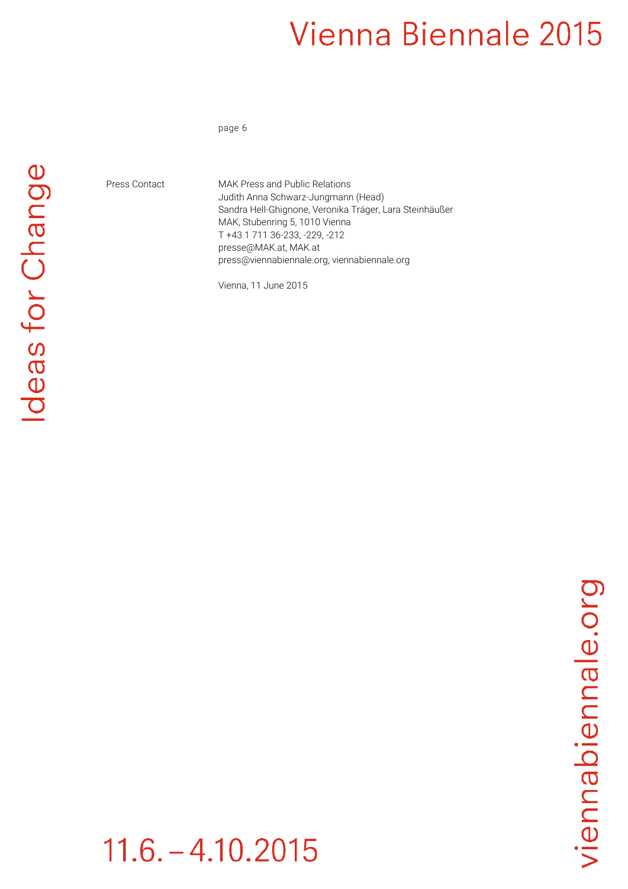Press Contact

MAK Press and Public Relations
Judith Anna Schwarz-Jungmann (Head)
Sandra Hell-Ghignone, Veronika Träger, Lara Steinhäußer
MAK, Stubenring 5, 1010 Vienna
T +43 1 711 36-233, -229, -212
presse@MAK.at, MAK.at
press@viennabiennale.org, viennabiennale.org

Vienna, 11 June 2015